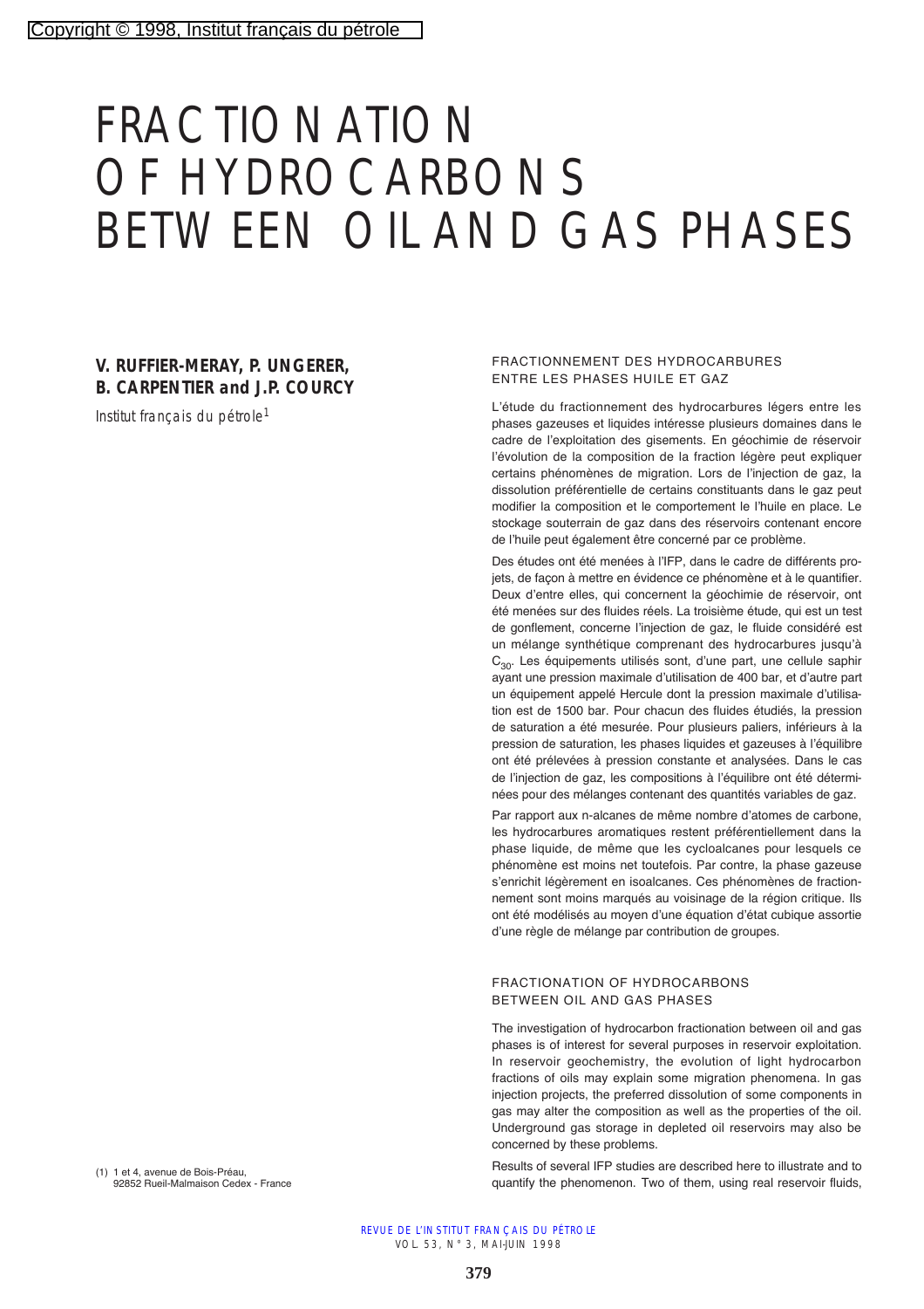Copyright © 1998, Institut français du pétrole

# FRACTIONATION OF HYDROCARBONS BETWEEN OIL AND GAS PHASES

**V. RUFFIER-MERAY, P. UNGERER, B. CARPENTIER and J.P. COURCY**

*Institut français du pétrole*[1]

(1) 1 et 4, avenue de Bois-Préau, 92852 Rueil-Malmaison Cedex - France

## FRACTIONNEMENT DES HYDROCARBURES ENTRE LES PHASES HUILE ET GAZ

L'étude du fractionnement des hydrocarbures légers entre les phases gazeuses et liquides intéresse plusieurs domaines dans le cadre de l'exploitation des gisements. En géochimie de réservoir l'évolution de la composition de la fraction légère peut expliquer certains phénomènes de migration. Lors de l'injection de gaz, la dissolution préférentielle de certains constituants dans le gaz peut modifier la composition et le comportement le l'huile en place. Le stockage souterrain de gaz dans des réservoirs contenant encore de l'huile peut également être concerné par ce problème.

Des études ont été menées à l'IFP, dans le cadre de différents projets, de façon à mettre en évidence ce phénomène et à le quantifier. Deux d'entre elles, qui concernent la géochimie de réservoir, ont été menées sur des fluides réels. La troisième étude, qui est un test de gonflement, concerne l'injection de gaz, le fluide considéré est un mélange synthétique comprenant des hydrocarbures jusqu'à $C_{30}$. Les équipements utilisés sont, d'une part, une cellule saphir ayant une pression maximale d'utilisation de 400 bar, et d'autre part un équipement appelé Hercule dont la pression maximale d'utilisation est de 1500 bar. Pour chacun des fluides étudiés, la pression de saturation a été mesurée. Pour plusieurs paliers, inférieurs à la pression de saturation, les phases liquides et gazeuses à l'équilibre ont été prélevées à pression constante et analysées. Dans le cas de l'injection de gaz, les compositions à l'équilibre ont été déterminées pour des mélanges contenant des quantités variables de gaz.

Par rapport aux n-alcanes de même nombre d'atomes de carbone, les hydrocarbures aromatiques restent préférentiellement dans la phase liquide, de même que les cycloalcanes pour lesquels ce phénomène est moins net toutefois. Par contre, la phase gazeuse s'enrichit légèrement en isoalcanes. Ces phénomènes de fractionnement sont moins marqués au voisinage de la région critique. Ils ont été modélisés au moyen d'une équation d'état cubique assortie d'une règle de mélange par contribution de groupes.

## FRACTIONATION OF HYDROCARBONS BETWEEN OIL AND GAS PHASES

The investigation of hydrocarbon fractionation between oil and gas phases is of interest for several purposes in reservoir exploitation. In reservoir geochemistry, the evolution of light hydrocarbon fractions of oils may explain some migration phenomena. In gas injection projects, the preferred dissolution of some components in gas may alter the composition as well as the properties of the oil. Underground gas storage in depleted oil reservoirs may also be concerned by these problems.

Results of several IFP studies are described here to illustrate and to quantify the phenomenon. Two of them, using real reservoir fluids,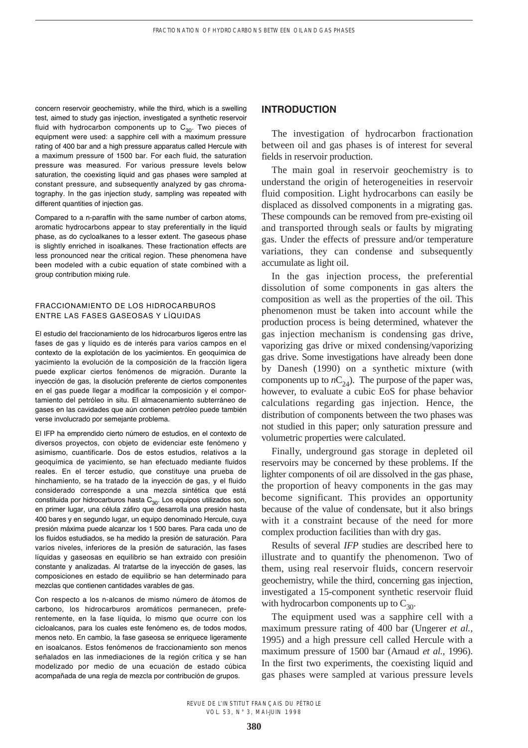concern reservoir geochemistry, while the third, which is a swelling test, aimed to study gas injection, investigated a synthetic reservoir fluid with hydrocarbon components up to $C_{30}$. Two pieces of equipment were used: a sapphire cell with a maximum pressure rating of 400 bar and a high pressure apparatus called Hercule with a maximum pressure of 1500 bar. For each fluid, the saturation pressure was measured. For various pressure levels below saturation, the coexisting liquid and gas phases were sampled at constant pressure, and subsequently analyzed by gas chromatography. In the gas injection study, sampling was repeated with different quantities of injection gas.

Compared to a n-paraffin with the same number of carbon atoms, aromatic hydrocarbons appear to stay preferentially in the liquid phase, as do cycloalkanes to a lesser extent. The gaseous phase is slightly enriched in isoalkanes. These fractionation effects are less pronounced near the critical region. These phenomena have been modeled with a cubic equation of state combined with a group contribution mixing rule.

FRACCIONAMIENTO DE LOS HIDROCARBUROS ENTRE LAS FASES GASEOSAS Y LÍQUIDAS

El estudio del fraccionamiento de los hidrocarburos ligeros entre las fases de gas y líquido es de interés para varios campos en el contexto de la explotación de los yacimientos. En geoquímica de yacimiento la evolución de la composición de la fracción ligera puede explicar ciertos fenómenos de migración. Durante la inyección de gas, la disolución preferente de ciertos componentes en el gas puede llegar a modificar la composición y el comportamiento del petróleo in situ. El almacenamiento subterráneo de gases en las cavidades que aún contienen petróleo puede también verse involucrado por semejante problema.

El IFP ha emprendido cierto número de estudios, en el contexto de diversos proyectos, con objeto de evidenciar este fenómeno y asimismo, cuantificarle. Dos de estos estudios, relativos a la geoquímica de yacimiento, se han efectuado mediante fluidos reales. En el tercer estudio, que constituye una prueba de hinchamiento, se ha tratado de la inyección de gas, y el fluido considerado corresponde a una mezcla sintética que está constituida por hidrocarburos hasta $C_{30}$. Los equipos utilizados son, en primer lugar, una célula záfiro que desarrolla una presión hasta 400 bares y en segundo lugar, un equipo denominado Hercule, cuya presión máxima puede alcanzar los 1 500 bares. Para cada uno de los fluidos estudiados, se ha medido la presión de saturación. Para varios niveles, inferiores de la presión de saturación, las fases líquidas y gaseosas en equilibrio se han extraido con presióin constante y analizadas. Al tratartse de la inyección de gases, las composiciones en estado de equilibrio se han determinado para mezclas que contienen cantidades varables de gas.

Con respecto a los n-alcanos de mismo número de átomos de carbono, los hidrocarburos aromáticos permanecen, preferentemente, en la fase líquida, lo mismo que ocurre con los cicloalcanos, para los cuales este fenómeno es, de todos modos, menos neto. En cambio, la fase gaseosa se enriquece ligeramente en isoalcanos. Estos fenómenos de fraccionamiento son menos señalados en las inmediaciones de la región crítica y se han modelizado por medio de una ecuación de estado cúbica acompañada de una regla de mezcla por contribución de grupos.

## INTRODUCTION

The investigation of hydrocarbon fractionation between oil and gas phases is of interest for several fields in reservoir production.

The main goal in reservoir geochemistry is to understand the origin of heterogeneities in reservoir fluid composition. Light hydrocarbons can easily be displaced as dissolved components in a migrating gas. These compounds can be removed from pre-existing oil and transported through seals or faults by migrating gas. Under the effects of pressure and/or temperature variations, they can condense and subsequently accumulate as light oil.

In the gas injection process, the preferential dissolution of some components in gas alters the composition as well as the properties of the oil. This phenomenon must be taken into account while the production process is being determined, whatever the gas injection mechanism is condensing gas drive, vaporizing gas drive or mixed condensing/vaporizing gas drive. Some investigations have already been done by Danesh (1990) on a synthetic mixture (with components up to $nC_{24}$). The purpose of the paper was, however, to evaluate a cubic EoS for phase behavior calculations regarding gas injection. Hence, the distribution of components between the two phases was not studied in this paper; only saturation pressure and volumetric properties were calculated.

Finally, underground gas storage in depleted oil reservoirs may be concerned by these problems. If the lighter components of oil are dissolved in the gas phase, the proportion of heavy components in the gas may become significant. This provides an opportunity because of the value of condensate, but it also brings with it a constraint because of the need for more complex production facilities than with dry gas.

Results of several *IFP* studies are described here to illustrate and to quantify the phenomenon. Two of them, using real reservoir fluids, concern reservoir geochemistry, while the third, concerning gas injection, investigated a 15-component synthetic reservoir fluid with hydrocarbon components up to $C_{30}$.

The equipment used was a sapphire cell with a maximum pressure rating of 400 bar (Ungerer *et al.*, 1995) and a high pressure cell called Hercule with a maximum pressure of 1500 bar (Arnaud *et al.*, 1996). In the first two experiments, the coexisting liquid and gas phases were sampled at various pressure levels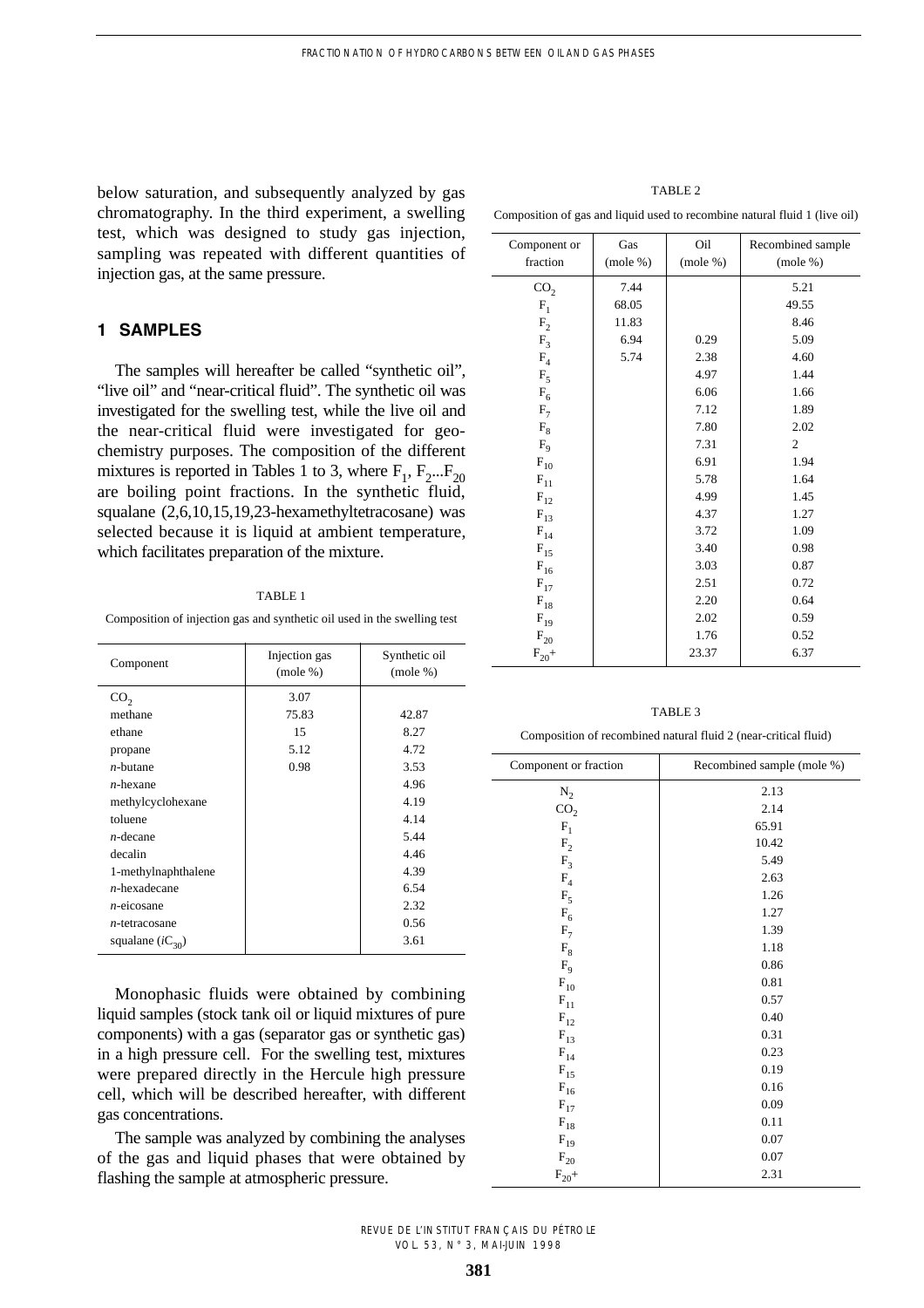below saturation, and subsequently analyzed by gas chromatography. In the third experiment, a swelling test, which was designed to study gas injection, sampling was repeated with different quantities of injection gas, at the same pressure.

## 1 SAMPLES

The samples will hereafter be called "synthetic oil", "live oil" and "near-critical fluid". The synthetic oil was investigated for the swelling test, while the live oil and the near-critical fluid were investigated for geochemistry purposes. The composition of the different mixtures is reported in Tables 1 to 3, where $F_1$, $F_2$...$F_{20}$ are boiling point fractions. In the synthetic fluid, squalane (2,6,10,15,19,23-hexamethyltetracosane) was selected because it is liquid at ambient temperature, which facilitates preparation of the mixture.

TABLE 1

Composition of injection gas and synthetic oil used in the swelling test

| Component | Injection gas (mole %) | Synthetic oil (mole %) |
|---|---|---|
| $CO_2$ | 3.07 | |
| methane | 75.83 | 42.87 |
| ethane | 15 | 8.27 |
| propane | 5.12 | 4.72 |
| *n*-butane | 0.98 | 3.53 |
| *n*-hexane | | 4.96 |
| methylcyclohexane | | 4.19 |
| toluene | | 4.14 |
| *n*-decane | | 5.44 |
| decalin | | 4.46 |
| 1-methylnaphthalene | | 4.39 |
| *n*-hexadecane | | 6.54 |
| *n*-eicosane | | 2.32 |
| *n*-tetracosane | | 0.56 |
| squalane ($iC_{30}$) | | 3.61 |

Monophasic fluids were obtained by combining liquid samples (stock tank oil or liquid mixtures of pure components) with a gas (separator gas or synthetic gas) in a high pressure cell. For the swelling test, mixtures were prepared directly in the Hercule high pressure cell, which will be described hereafter, with different gas concentrations.

The sample was analyzed by combining the analyses of the gas and liquid phases that were obtained by flashing the sample at atmospheric pressure.

TABLE 2

Composition of gas and liquid used to recombine natural fluid 1 (live oil)

| Component or fraction | Gas (mole %) | Oil (mole %) | Recombined sample (mole %) |
|---|---|---|---|
| $CO_2$ | 7.44 | | 5.21 |
| $F_1$ | 68.05 | | 49.55 |
| $F_2$ | 11.83 | | 8.46 |
| $F_3$ | 6.94 | 0.29 | 5.09 |
| $F_4$ | 5.74 | 2.38 | 4.60 |
| $F_5$ | | 4.97 | 1.44 |
| $F_6$ | | 6.06 | 1.66 |
| $F_7$ | | 7.12 | 1.89 |
| $F_8$ | | 7.80 | 2.02 |
| $F_9$ | | 7.31 | 2 |
| $F_{10}$ | | 6.91 | 1.94 |
| $F_{11}$ | | 5.78 | 1.64 |
| $F_{12}$ | | 4.99 | 1.45 |
| $F_{13}$ | | 4.37 | 1.27 |
| $F_{14}$ | | 3.72 | 1.09 |
| $F_{15}$ | | 3.40 | 0.98 |
| $F_{16}$ | | 3.03 | 0.87 |
| $F_{17}$ | | 2.51 | 0.72 |
| $F_{18}$ | | 2.20 | 0.64 |
| $F_{19}$ | | 2.02 | 0.59 |
| $F_{20}$ | | 1.76 | 0.52 |
| $F_{20}$+ | | 23.37 | 6.37 |

TABLE 3

Composition of recombined natural fluid 2 (near-critical fluid)

| Component or fraction | Recombined sample (mole %) |
|---|---|
| $N_2$ | 2.13 |
| $CO_2$ | 2.14 |
| $F_1$ | 65.91 |
| $F_2$ | 10.42 |
| $F_3$ | 5.49 |
| $F_4$ | 2.63 |
| $F_5$ | 1.26 |
| $F_6$ | 1.27 |
| $F_7$ | 1.39 |
| $F_8$ | 1.18 |
| $F_9$ | 0.86 |
| $F_{10}$ | 0.81 |
| $F_{11}$ | 0.57 |
| $F_{12}$ | 0.40 |
| $F_{13}$ | 0.31 |
| $F_{14}$ | 0.23 |
| $F_{15}$ | 0.19 |
| $F_{16}$ | 0.16 |
| $F_{17}$ | 0.09 |
| $F_{18}$ | 0.11 |
| $F_{19}$ | 0.07 |
| $F_{20}$ | 0.07 |
| $F_{20}$+ | 2.31 |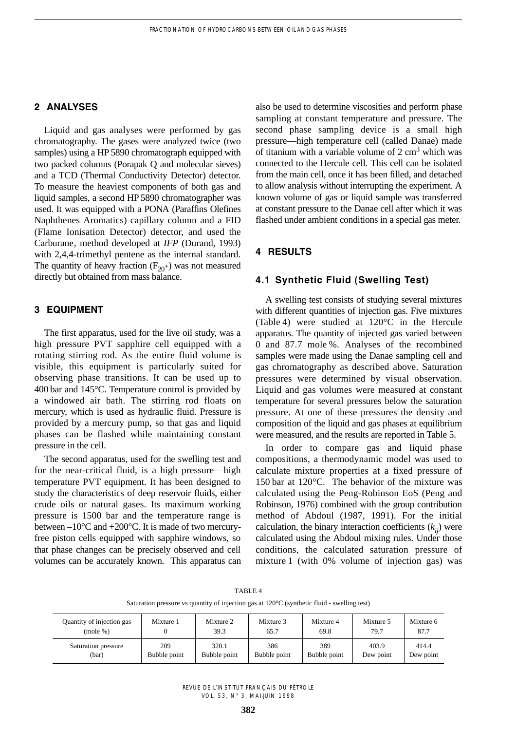## 2 ANALYSES

Liquid and gas analyses were performed by gas chromatography. The gases were analyzed twice (two samples) using a HP 5890 chromatograph equipped with two packed columns (Porapak Q and molecular sieves) and a TCD (Thermal Conductivity Detector) detector. To measure the heaviest components of both gas and liquid samples, a second HP 5890 chromatographer was used. It was equipped with a PONA (Paraffins Olefines Naphthenes Aromatics) capillary column and a FID (Flame Ionisation Detector) detector, and used the Carburane, method developed at *IFP* (Durand, 1993) with 2,4,4-trimethyl pentene as the internal standard. The quantity of heavy fraction ($F_{20^+}$) was not measured directly but obtained from mass balance.

## 3 EQUIPMENT

The first apparatus, used for the live oil study, was a high pressure PVT sapphire cell equipped with a rotating stirring rod. As the entire fluid volume is visible, this equipment is particularly suited for observing phase transitions. It can be used up to 400 bar and 145°C. Temperature control is provided by a windowed air bath. The stirring rod floats on mercury, which is used as hydraulic fluid. Pressure is provided by a mercury pump, so that gas and liquid phases can be flashed while maintaining constant pressure in the cell.

The second apparatus, used for the swelling test and for the near-critical fluid, is a high pressure—high temperature PVT equipment. It has been designed to study the characteristics of deep reservoir fluids, either crude oils or natural gases. Its maximum working pressure is 1500 bar and the temperature range is between –10°C and +200°C. It is made of two mercury-free piston cells equipped with sapphire windows, so that phase changes can be precisely observed and cell volumes can be accurately known. This apparatus can also be used to determine viscosities and perform phase sampling at constant temperature and pressure. The second phase sampling device is a small high pressure—high temperature cell (called Danae) made of titanium with a variable volume of 2 $cm^3$ which was connected to the Hercule cell. This cell can be isolated from the main cell, once it has been filled, and detached to allow analysis without interrupting the experiment. A known volume of gas or liquid sample was transferred at constant pressure to the Danae cell after which it was flashed under ambient conditions in a special gas meter.

## 4 RESULTS

### 4.1 Synthetic Fluid (Swelling Test)

A swelling test consists of studying several mixtures with different quantities of injection gas. Five mixtures (Table 4) were studied at 120°C in the Hercule apparatus. The quantity of injected gas varied between 0 and 87.7 mole %. Analyses of the recombined samples were made using the Danae sampling cell and gas chromatography as described above. Saturation pressures were determined by visual observation. Liquid and gas volumes were measured at constant temperature for several pressures below the saturation pressure. At one of these pressures the density and composition of the liquid and gas phases at equilibrium were measured, and the results are reported in Table 5.

In order to compare gas and liquid phase compositions, a thermodynamic model was used to calculate mixture properties at a fixed pressure of 150 bar at 120°C. The behavior of the mixture was calculated using the Peng-Robinson EoS (Peng and Robinson, 1976) combined with the group contribution method of Abdoul (1987, 1991). For the initial calculation, the binary interaction coefficients ($k_{ij}$) were calculated using the Abdoul mixing rules. Under those conditions, the calculated saturation pressure of mixture 1 (with 0% volume of injection gas) was

TABLE 4

Saturation pressure vs quantity of injection gas at 120°C (synthetic fluid - swelling test)

| Quantity of injection gas (mole %) | Mixture 1<br>0 | Mixture 2<br>39.3 | Mixture 3<br>65.7 | Mixture 4<br>69.8 | Mixture 5<br>79.7 | Mixture 6<br>87.7 |
|---|---|---|---|---|---|---|
| Saturation pressure (bar) | 209<br>Bubble point | 320.1<br>Bubble point | 386<br>Bubble point | 389<br>Bubble point | 403.9<br>Dew point | 414.4<br>Dew point |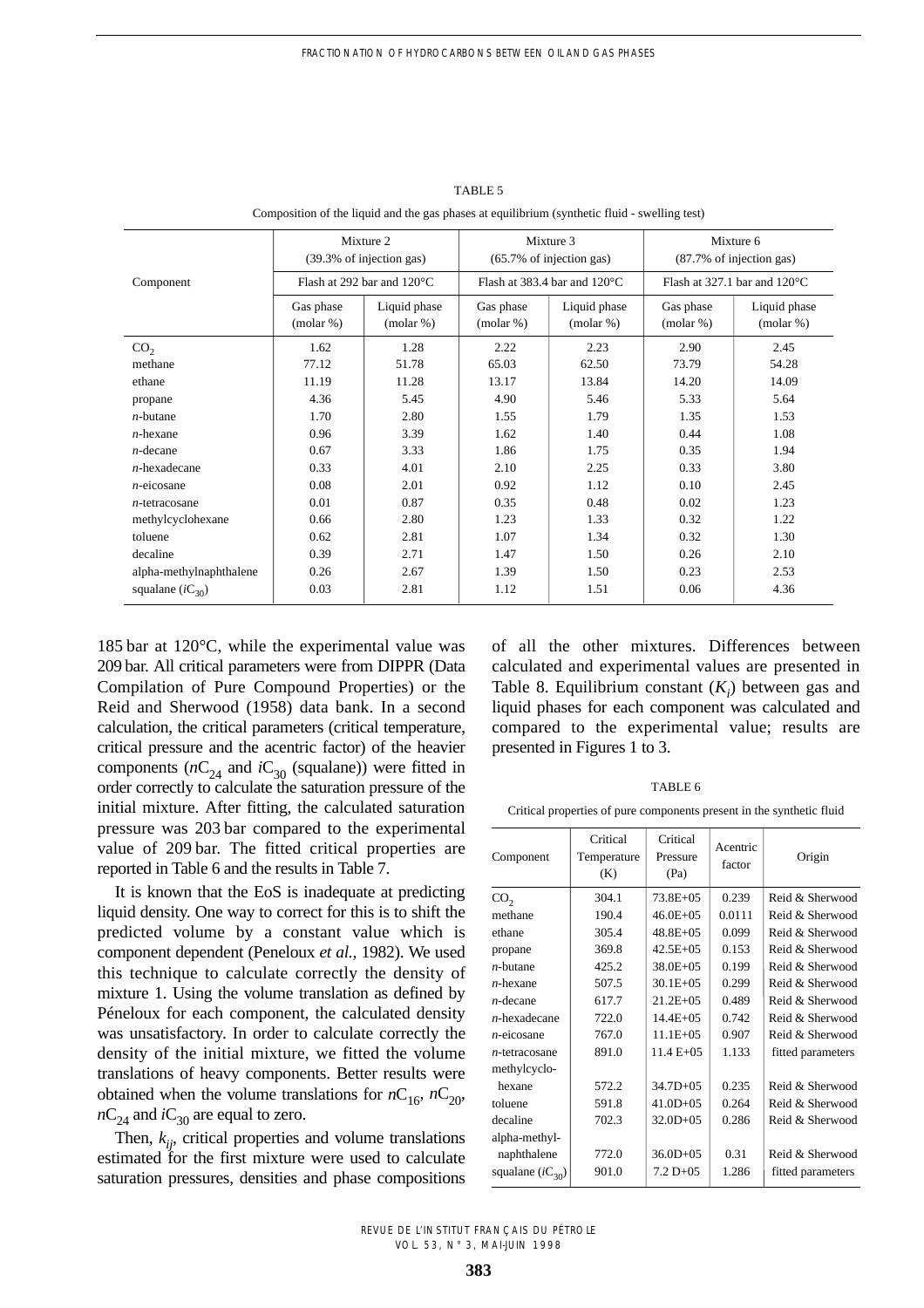TABLE 5

Composition of the liquid and the gas phases at equilibrium (synthetic fluid - swelling test)

| Component | Mixture 2 (39.3% of injection gas) | | Mixture 3 (65.7% of injection gas) | | Mixture 6 (87.7% of injection gas) | |
|---|---|---|---|---|---|---|
| | Flash at 292 bar and 120°C | | Flash at 383.4 bar and 120°C | | Flash at 327.1 bar and 120°C | |
| | Gas phase (molar %) | Liquid phase (molar %) | Gas phase (molar %) | Liquid phase (molar %) | Gas phase (molar %) | Liquid phase (molar %) |
| $CO_2$ | 1.62 | 1.28 | 2.22 | 2.23 | 2.90 | 2.45 |
| methane | 77.12 | 51.78 | 65.03 | 62.50 | 73.79 | 54.28 |
| ethane | 11.19 | 11.28 | 13.17 | 13.84 | 14.20 | 14.09 |
| propane | 4.36 | 5.45 | 4.90 | 5.46 | 5.33 | 5.64 |
| *n*-butane | 1.70 | 2.80 | 1.55 | 1.79 | 1.35 | 1.53 |
| *n*-hexane | 0.96 | 3.39 | 1.62 | 1.40 | 0.44 | 1.08 |
| *n*-decane | 0.67 | 3.33 | 1.86 | 1.75 | 0.35 | 1.94 |
| *n*-hexadecane | 0.33 | 4.01 | 2.10 | 2.25 | 0.33 | 3.80 |
| *n*-eicosane | 0.08 | 2.01 | 0.92 | 1.12 | 0.10 | 2.45 |
| *n*-tetracosane | 0.01 | 0.87 | 0.35 | 0.48 | 0.02 | 1.23 |
| methylcyclohexane | 0.66 | 2.80 | 1.23 | 1.33 | 0.32 | 1.22 |
| toluene | 0.62 | 2.81 | 1.07 | 1.34 | 0.32 | 1.30 |
| decaline | 0.39 | 2.71 | 1.47 | 1.50 | 0.26 | 2.10 |
| alpha-methylnaphthalene | 0.26 | 2.67 | 1.39 | 1.50 | 0.23 | 2.53 |
| squalane ($iC_{30}$) | 0.03 | 2.81 | 1.12 | 1.51 | 0.06 | 4.36 |

185 bar at 120°C, while the experimental value was 209 bar. All critical parameters were from DIPPR (Data Compilation of Pure Compound Properties) or the Reid and Sherwood (1958) data bank. In a second calculation, the critical parameters (critical temperature, critical pressure and the acentric factor) of the heavier components ($nC_{24}$ and $iC_{30}$ (squalane)) were fitted in order correctly to calculate the saturation pressure of the initial mixture. After fitting, the calculated saturation pressure was 203 bar compared to the experimental value of 209 bar. The fitted critical properties are reported in Table 6 and the results in Table 7.

It is known that the EoS is inadequate at predicting liquid density. One way to correct for this is to shift the predicted volume by a constant value which is component dependent (Peneloux *et al.*, 1982). We used this technique to calculate correctly the density of mixture 1. Using the volume translation as defined by Péneloux for each component, the calculated density was unsatisfactory. In order to calculate correctly the density of the initial mixture, we fitted the volume translations of heavy components. Better results were obtained when the volume translations for $nC_{16}$, $nC_{20}$, $nC_{24}$ and $iC_{30}$ are equal to zero.

Then, $k_{ij}$, critical properties and volume translations estimated for the first mixture were used to calculate saturation pressures, densities and phase compositions of all the other mixtures. Differences between calculated and experimental values are presented in Table 8. Equilibrium constant ($K_i$) between gas and liquid phases for each component was calculated and compared to the experimental value; results are presented in Figures 1 to 3.

TABLE 6

Critical properties of pure components present in the synthetic fluid

| Component | Critical Temperature (K) | Critical Pressure (Pa) | Acentric factor | Origin |
|---|---|---|---|---|
| $CO_2$ | 304.1 | 73.8E+05 | 0.239 | Reid & Sherwood |
| methane | 190.4 | 46.0E+05 | 0.0111 | Reid & Sherwood |
| ethane | 305.4 | 48.8E+05 | 0.099 | Reid & Sherwood |
| propane | 369.8 | 42.5E+05 | 0.153 | Reid & Sherwood |
| *n*-butane | 425.2 | 38.0E+05 | 0.199 | Reid & Sherwood |
| *n*-hexane | 507.5 | 30.1E+05 | 0.299 | Reid & Sherwood |
| *n*-decane | 617.7 | 21.2E+05 | 0.489 | Reid & Sherwood |
| *n*-hexadecane | 722.0 | 14.4E+05 | 0.742 | Reid & Sherwood |
| *n*-eicosane | 767.0 | 11.1E+05 | 0.907 | Reid & Sherwood |
| *n*-tetracosane | 891.0 | 11.4 E+05 | 1.133 | fitted parameters |
| methylcyclohexane | 572.2 | 34.7D+05 | 0.235 | Reid & Sherwood |
| toluene | 591.8 | 41.0D+05 | 0.264 | Reid & Sherwood |
| decaline | 702.3 | 32.0D+05 | 0.286 | Reid & Sherwood |
| alpha-methylnaphthalene | 772.0 | 36.0D+05 | 0.31 | Reid & Sherwood |
| squalane ($iC_{30}$) | 901.0 | 7.2 D+05 | 1.286 | fitted parameters |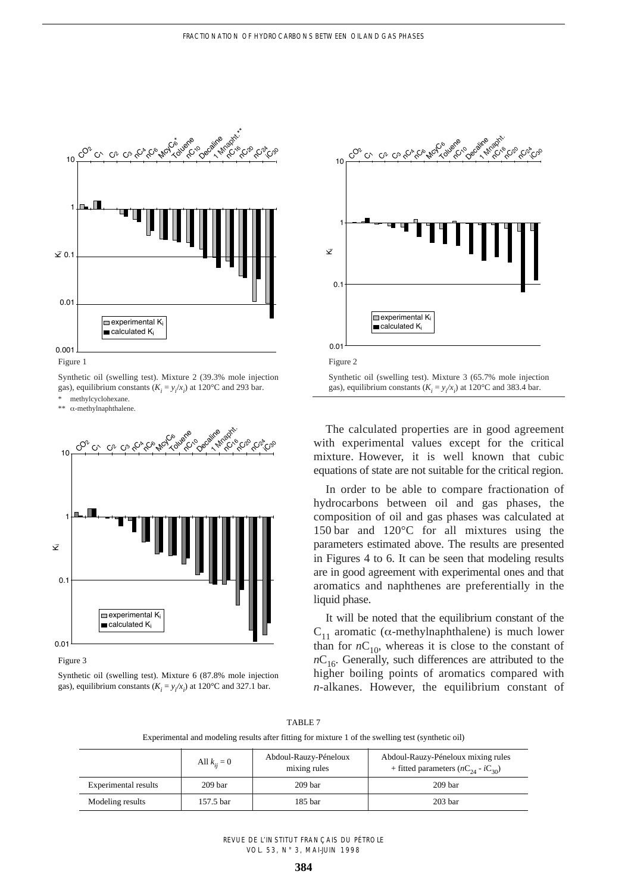Figure 1

Synthetic oil (swelling test). Mixture 2 (39.3% mole injection gas), equilibrium constants ($K_i = y_i/x_i$) at 120°C and 293 bar.

\* methylcyclohexane.

\*\* α-methylnaphthalene.

Figure 2

Synthetic oil (swelling test). Mixture 3 (65.7% mole injection gas), equilibrium constants ($K_i = y_i/x_i$) at 120°C and 383.4 bar.

Figure 3

Synthetic oil (swelling test). Mixture 6 (87.8% mole injection gas), equilibrium constants ($K_i = y_i/x_i$) at 120°C and 327.1 bar.

The calculated properties are in good agreement with experimental values except for the critical mixture. However, it is well known that cubic equations of state are not suitable for the critical region.

In order to be able to compare fractionation of hydrocarbons between oil and gas phases, the composition of oil and gas phases was calculated at 150 bar and 120°C for all mixtures using the parameters estimated above. The results are presented in Figures 4 to 6. It can be seen that modeling results are in good agreement with experimental ones and that aromatics and naphthenes are preferentially in the liquid phase.

It will be noted that the equilibrium constant of the $C_{11}$ aromatic (α-methylnaphthalene) is much lower than for $nC_{10}$, whereas it is close to the constant of $nC_{16}$. Generally, such differences are attributed to the higher boiling points of aromatics compared with *n*-alkanes. However, the equilibrium constant of

TABLE 7

Experimental and modeling results after fitting for mixture 1 of the swelling test (synthetic oil)

| | All $k_{ij} = 0$ | Abdoul-Rauzy-Péneloux mixing rules | Abdoul-Rauzy-Péneloux mixing rules + fitted parameters ($nC_{24}$ - $iC_{30}$) |
|---|---|---|---|
| Experimental results | 209 bar | 209 bar | 209 bar |
| Modeling results | 157.5 bar | 185 bar | 203 bar |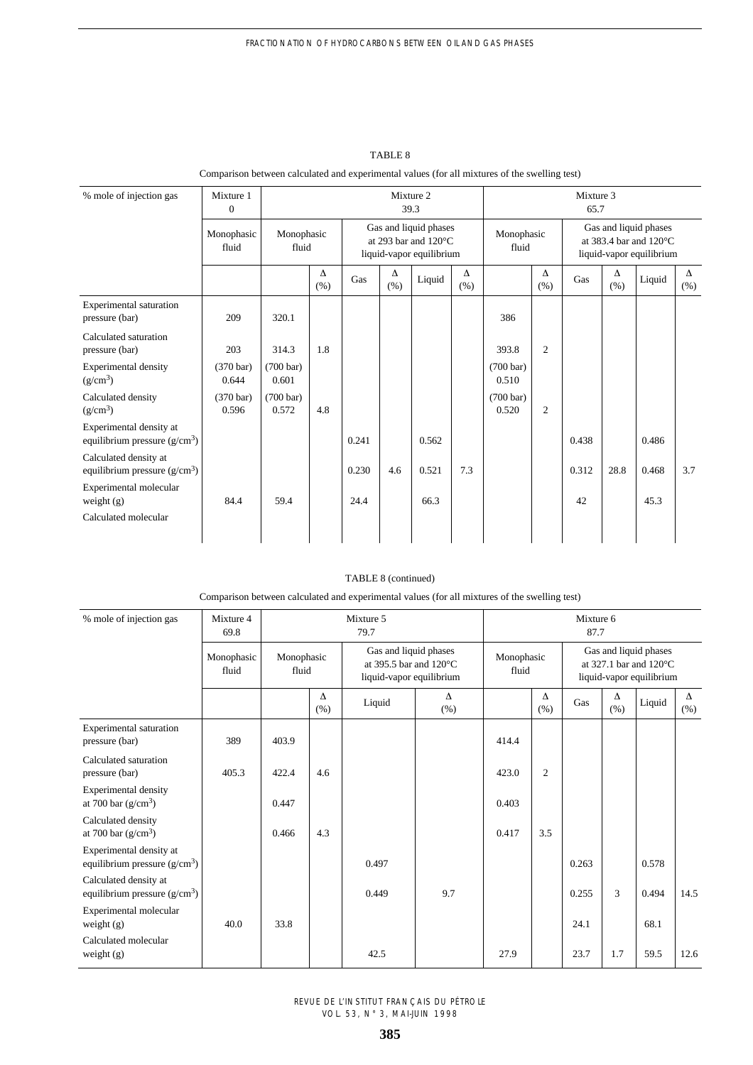TABLE 8

Comparison between calculated and experimental values (for all mixtures of the swelling test)

| % mole of injection gas | Mixture 1<br>0 | Mixture 2<br>39.3 | | | | | | Mixture 3<br>65.7 | | | | | |
|---|---|---|---|---|---|---|---|---|---|---|---|---|---|
| | Monophasic fluid | Monophasic fluid | | Gas and liquid phases at 293 bar and 120°C liquid-vapor equilibrium | | | | Monophasic fluid | | Gas and liquid phases at 383.4 bar and 120°C liquid-vapor equilibrium | | | |
| | | | Δ (%) | Gas | Δ (%) | Liquid | Δ (%) | | Δ (%) | Gas | Δ (%) | Liquid | Δ (%) |
| Experimental saturation pressure (bar) | 209 | 320.1 | | | | | | 386 | | | | | |
| Calculated saturation pressure (bar) | 203 | 314.3 | 1.8 | | | | | 393.8 | 2 | | | | |
| Experimental density ($g/cm^3$) | (370 bar) 0.644 | (700 bar) 0.601 | | | | | | (700 bar) 0.510 | | | | | |
| Calculated density ($g/cm^3$) | (370 bar) 0.596 | (700 bar) 0.572 | 4.8 | | | | | (700 bar) 0.520 | 2 | | | | |
| Experimental density at equilibrium pressure ($g/cm^3$) | | | | 0.241 | | 0.562 | | | | 0.438 | | 0.486 | |
| Calculated density at equilibrium pressure ($g/cm^3$) | | | | 0.230 | 4.6 | 0.521 | 7.3 | | | 0.312 | 28.8 | 0.468 | 3.7 |
| Experimental molecular weight (g) | 84.4 | 59.4 | | 24.4 | | 66.3 | | | | 42 | | 45.3 | |
| Calculated molecular | | | | | | | | | | | | | |

TABLE 8 (continued)

Comparison between calculated and experimental values (for all mixtures of the swelling test)

| % mole of injection gas | Mixture 4<br>69.8 | Mixture 5<br>79.7 | | | | Mixture 6<br>87.7 | | | | | |
|---|---|---|---|---|---|---|---|---|---|---|---|
| | Monophasic fluid | Monophasic fluid | | Gas and liquid phases at 395.5 bar and 120°C liquid-vapor equilibrium | | Monophasic fluid | | Gas and liquid phases at 327.1 bar and 120°C liquid-vapor equilibrium | | | |
| | | | Δ (%) | Liquid | Δ (%) | | Δ (%) | Gas | Δ (%) | Liquid | Δ (%) |
| Experimental saturation pressure (bar) | 389 | 403.9 | | | | 414.4 | | | | | |
| Calculated saturation pressure (bar) | 405.3 | 422.4 | 4.6 | | | 423.0 | 2 | | | | |
| Experimental density at 700 bar ($g/cm^3$) | | 0.447 | | | | 0.403 | | | | | |
| Calculated density at 700 bar ($g/cm^3$) | | 0.466 | 4.3 | | | 0.417 | 3.5 | | | | |
| Experimental density at equilibrium pressure ($g/cm^3$) | | | | 0.497 | | | | 0.263 | | 0.578 | |
| Calculated density at equilibrium pressure ($g/cm^3$) | | | | 0.449 | 9.7 | | | 0.255 | 3 | 0.494 | 14.5 |
| Experimental molecular weight (g) | 40.0 | 33.8 | | | | | | 24.1 | | 68.1 | |
| Calculated molecular weight (g) | | | | 42.5 | | 27.9 | | 23.7 | 1.7 | 59.5 | 12.6 |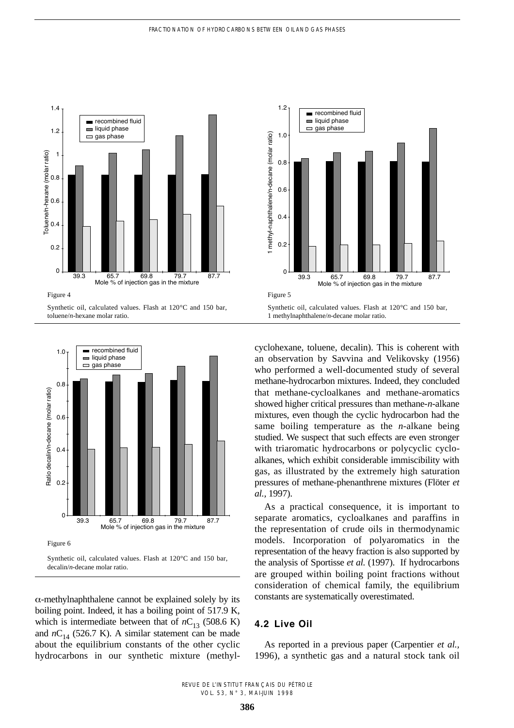Figure 4

Synthetic oil, calculated values. Flash at 120°C and 150 bar, toluene/*n*-hexane molar ratio.

Figure 5

Synthetic oil, calculated values. Flash at 120°C and 150 bar, 1 methylnaphthalene/*n*-decane molar ratio.

Figure 6

Synthetic oil, calculated values. Flash at 120°C and 150 bar, decalin/*n*-decane molar ratio.

α-methylnaphthalene cannot be explained solely by its boiling point. Indeed, it has a boiling point of 517.9 K, which is intermediate between that of $nC_{13}$ (508.6 K) and $nC_{14}$ (526.7 K). A similar statement can be made about the equilibrium constants of the other cyclic hydrocarbons in our synthetic mixture (methylcyclohexane, toluene, decalin). This is coherent with an observation by Savvina and Velikovsky (1956) who performed a well-documented study of several methane-hydrocarbon mixtures. Indeed, they concluded that methane-cycloalkanes and methane-aromatics showed higher critical pressures than methane-*n*-alkane mixtures, even though the cyclic hydrocarbon had the same boiling temperature as the *n*-alkane being studied. We suspect that such effects are even stronger with triaromatic hydrocarbons or polycyclic cycloalkanes, which exhibit considerable immiscibility with gas, as illustrated by the extremely high saturation pressures of methane-phenanthrene mixtures (Flöter *et al.*, 1997).

As a practical consequence, it is important to separate aromatics, cycloalkanes and paraffins in the representation of crude oils in thermodynamic models. Incorporation of polyaromatics in the representation of the heavy fraction is also supported by the analysis of Sportisse *et al.* (1997). If hydrocarbons are grouped within boiling point fractions without consideration of chemical family, the equilibrium constants are systematically overestimated.

## 4.2 Live Oil

As reported in a previous paper (Carpentier *et al.*, 1996), a synthetic gas and a natural stock tank oil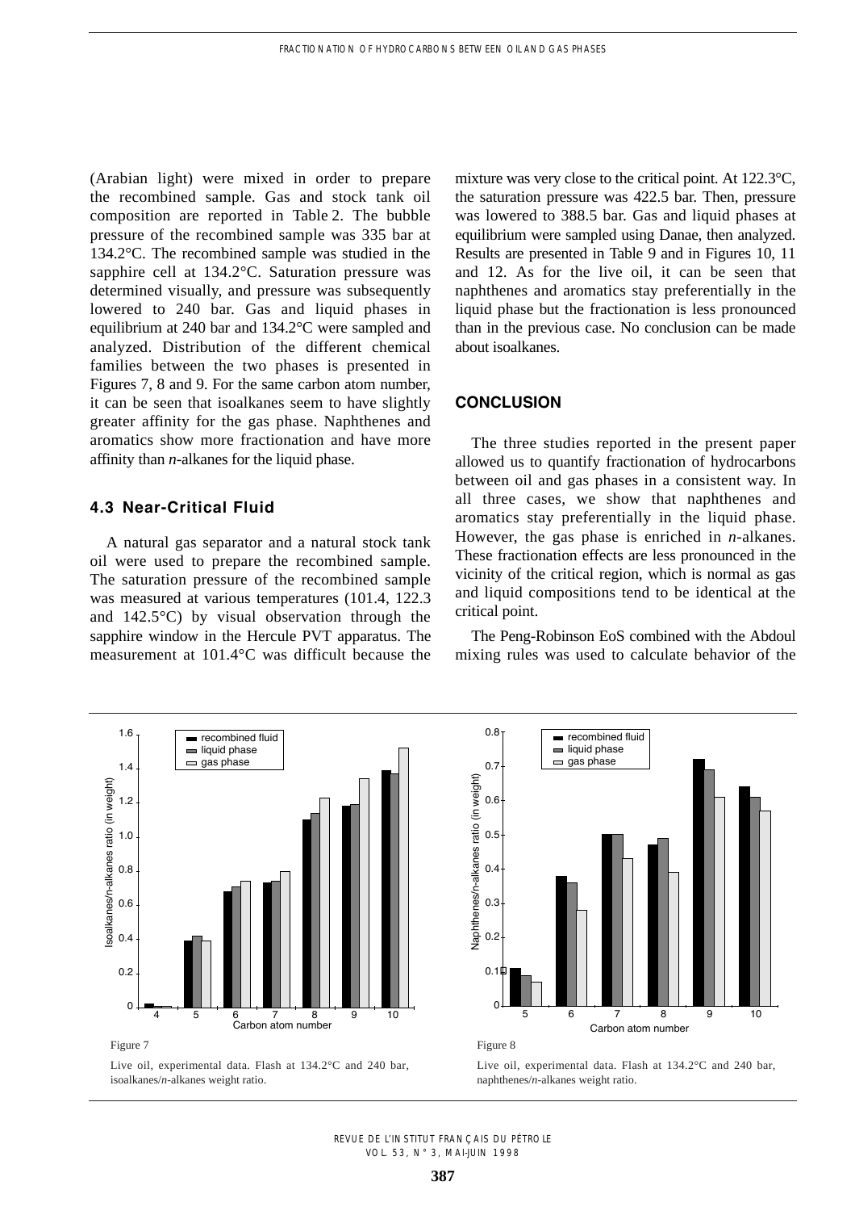(Arabian light) were mixed in order to prepare the recombined sample. Gas and stock tank oil composition are reported in Table 2. The bubble pressure of the recombined sample was 335 bar at 134.2°C. The recombined sample was studied in the sapphire cell at 134.2°C. Saturation pressure was determined visually, and pressure was subsequently lowered to 240 bar. Gas and liquid phases in equilibrium at 240 bar and 134.2°C were sampled and analyzed. Distribution of the different chemical families between the two phases is presented in Figures 7, 8 and 9. For the same carbon atom number, it can be seen that isoalkanes seem to have slightly greater affinity for the gas phase. Naphthenes and aromatics show more fractionation and have more affinity than *n*-alkanes for the liquid phase.

### 4.3 Near-Critical Fluid

A natural gas separator and a natural stock tank oil were used to prepare the recombined sample. The saturation pressure of the recombined sample was measured at various temperatures (101.4, 122.3 and 142.5°C) by visual observation through the sapphire window in the Hercule PVT apparatus. The measurement at 101.4°C was difficult because the mixture was very close to the critical point. At 122.3°C, the saturation pressure was 422.5 bar. Then, pressure was lowered to 388.5 bar. Gas and liquid phases at equilibrium were sampled using Danae, then analyzed. Results are presented in Table 9 and in Figures 10, 11 and 12. As for the live oil, it can be seen that naphthenes and aromatics stay preferentially in the liquid phase but the fractionation is less pronounced than in the previous case. No conclusion can be made about isoalkanes.

## CONCLUSION

The three studies reported in the present paper allowed us to quantify fractionation of hydrocarbons between oil and gas phases in a consistent way. In all three cases, we show that naphthenes and aromatics stay preferentially in the liquid phase. However, the gas phase is enriched in *n*-alkanes. These fractionation effects are less pronounced in the vicinity of the critical region, which is normal as gas and liquid compositions tend to be identical at the critical point.

The Peng-Robinson EoS combined with the Abdoul mixing rules was used to calculate behavior of the

Figure 7

Live oil, experimental data. Flash at 134.2°C and 240 bar, isoalkanes/*n*-alkanes weight ratio.

Figure 8

Live oil, experimental data. Flash at 134.2°C and 240 bar, naphthenes/*n*-alkanes weight ratio.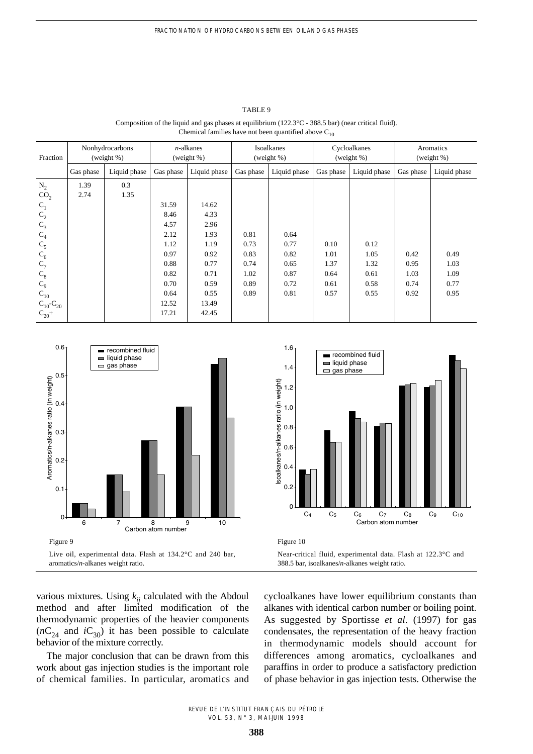TABLE 9

Composition of the liquid and gas phases at equilibrium (122.3°C - 388.5 bar) (near critical fluid). Chemical families have not been quantified above $C_{10}$

| Fraction | Nonhydrocarbons (weight %) | | *n*-alkanes (weight %) | | Isoalkanes (weight %) | | Cycloalkanes (weight %) | | Aromatics (weight %) | |
|---|---|---|---|---|---|---|---|---|---|---|
| | Gas phase | Liquid phase | Gas phase | Liquid phase | Gas phase | Liquid phase | Gas phase | Liquid phase | Gas phase | Liquid phase |
| $N_2$ | 1.39 | 0.3 | | | | | | | | |
| $CO_2$ | 2.74 | 1.35 | | | | | | | | |
| $C_1$ | | | 31.59 | 14.62 | | | | | | |
| $C_2$ | | | 8.46 | 4.33 | | | | | | |
| $C_3$ | | | 4.57 | 2.96 | | | | | | |
| $C_4$ | | | 2.12 | 1.93 | 0.81 | 0.64 | | | | |
| $C_5$ | | | 1.12 | 1.19 | 0.73 | 0.77 | 0.10 | 0.12 | | |
| $C_6$ | | | 0.97 | 0.92 | 0.83 | 0.82 | 1.01 | 1.05 | 0.42 | 0.49 |
| $C_7$ | | | 0.88 | 0.77 | 0.74 | 0.65 | 1.37 | 1.32 | 0.95 | 1.03 |
| $C_8$ | | | 0.82 | 0.71 | 1.02 | 0.87 | 0.64 | 0.61 | 1.03 | 1.09 |
| $C_9$ | | | 0.70 | 0.59 | 0.89 | 0.72 | 0.61 | 0.58 | 0.74 | 0.77 |
| $C_{10}$ | | | 0.64 | 0.55 | 0.89 | 0.81 | 0.57 | 0.55 | 0.92 | 0.95 |
| $C_{10}$-$C_{20}$ | | | 12.52 | 13.49 | | | | | | |
| $C_{20}$+ | | | 17.21 | 42.45 | | | | | | |

Figure 9

Live oil, experimental data. Flash at 134.2°C and 240 bar, aromatics/*n*-alkanes weight ratio.

Figure 10

Near-critical fluid, experimental data. Flash at 122.3°C and 388.5 bar, isoalkanes/*n*-alkanes weight ratio.

various mixtures. Using $k_{ij}$ calculated with the Abdoul method and after limited modification of the thermodynamic properties of the heavier components ($nC_{24}$ and $iC_{30}$) it has been possible to calculate behavior of the mixture correctly.

The major conclusion that can be drawn from this work about gas injection studies is the important role of chemical families. In particular, aromatics and cycloalkanes have lower equilibrium constants than alkanes with identical carbon number or boiling point. As suggested by Sportisse *et al.* (1997) for gas condensates, the representation of the heavy fraction in thermodynamic models should account for differences among aromatics, cycloalkanes and paraffins in order to produce a satisfactory prediction of phase behavior in gas injection tests. Otherwise the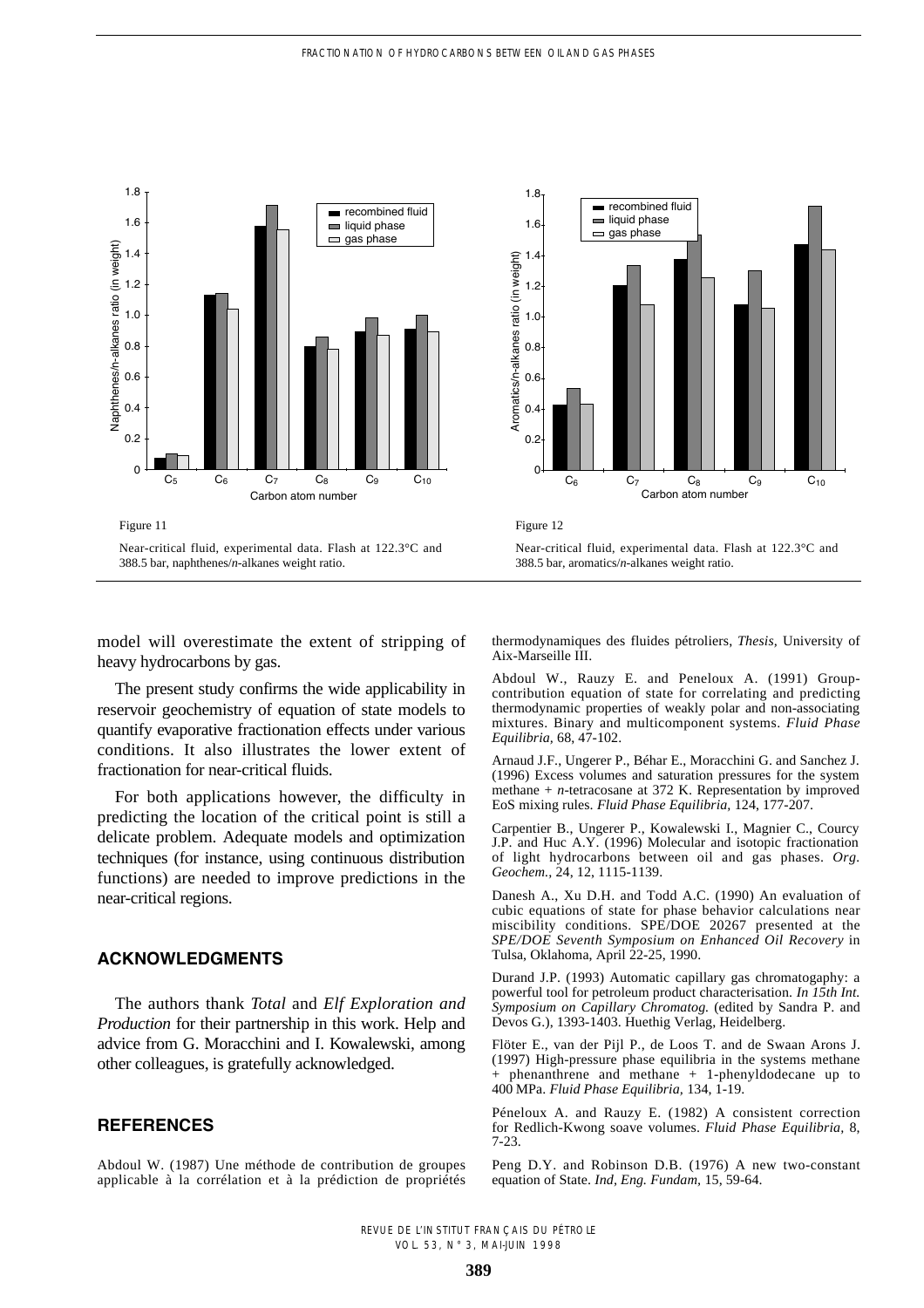Figure 11

Near-critical fluid, experimental data. Flash at 122.3°C and 388.5 bar, naphthenes/*n*-alkanes weight ratio.

Figure 12

Near-critical fluid, experimental data. Flash at 122.3°C and 388.5 bar, aromatics/*n*-alkanes weight ratio.

model will overestimate the extent of stripping of heavy hydrocarbons by gas.

The present study confirms the wide applicability in reservoir geochemistry of equation of state models to quantify evaporative fractionation effects under various conditions. It also illustrates the lower extent of fractionation for near-critical fluids.

For both applications however, the difficulty in predicting the location of the critical point is still a delicate problem. Adequate models and optimization techniques (for instance, using continuous distribution functions) are needed to improve predictions in the near-critical regions.

## ACKNOWLEDGMENTS

The authors thank *Total* and *Elf Exploration and Production* for their partnership in this work. Help and advice from G. Moracchini and I. Kowalewski, among other colleagues, is gratefully acknowledged.

## REFERENCES

Abdoul W. (1987) Une méthode de contribution de groupes applicable à la corrélation et à la prédiction de propriétés thermodynamiques des fluides pétroliers, *Thesis,* University of Aix-Marseille III.

Abdoul W., Rauzy E. and Peneloux A. (1991) Group-contribution equation of state for correlating and predicting thermodynamic properties of weakly polar and non-associating mixtures. Binary and multicomponent systems. *Fluid Phase Equilibria*, 68, 47-102.

Arnaud J.F., Ungerer P., Béhar E., Moracchini G. and Sanchez J. (1996) Excess volumes and saturation pressures for the system methane + *n*-tetracosane at 372 K. Representation by improved EoS mixing rules. *Fluid Phase Equilibria*, 124, 177-207.

Carpentier B., Ungerer P., Kowalewski I., Magnier C., Courcy J.P. and Huc A.Y. (1996) Molecular and isotopic fractionation of light hydrocarbons between oil and gas phases. *Org. Geochem.*, 24, 12, 1115-1139.

Danesh A., Xu D.H. and Todd A.C. (1990) An evaluation of cubic equations of state for phase behavior calculations near miscibility conditions. SPE/DOE 20267 presented at the *SPE/DOE Seventh Symposium on Enhanced Oil Recovery* in Tulsa, Oklahoma, April 22-25, 1990.

Durand J.P. (1993) Automatic capillary gas chromatogaphy: a powerful tool for petroleum product characterisation. *In 15th Int. Symposium on Capillary Chromatog.* (edited by Sandra P. and Devos G.), 1393-1403. Huethig Verlag, Heidelberg.

Flöter E., van der Pijl P., de Loos T. and de Swaan Arons J. (1997) High-pressure phase equilibria in the systems methane + phenanthrene and methane + 1-phenyldodecane up to 400 MPa. *Fluid Phase Equilibria*, 134, 1-19.

Péneloux A. and Rauzy E. (1982) A consistent correction for Redlich-Kwong soave volumes. *Fluid Phase Equilibria*, 8, 7-23.

Peng D.Y. and Robinson D.B. (1976) A new two-constant equation of State. *Ind, Eng. Fundam*, 15, 59-64.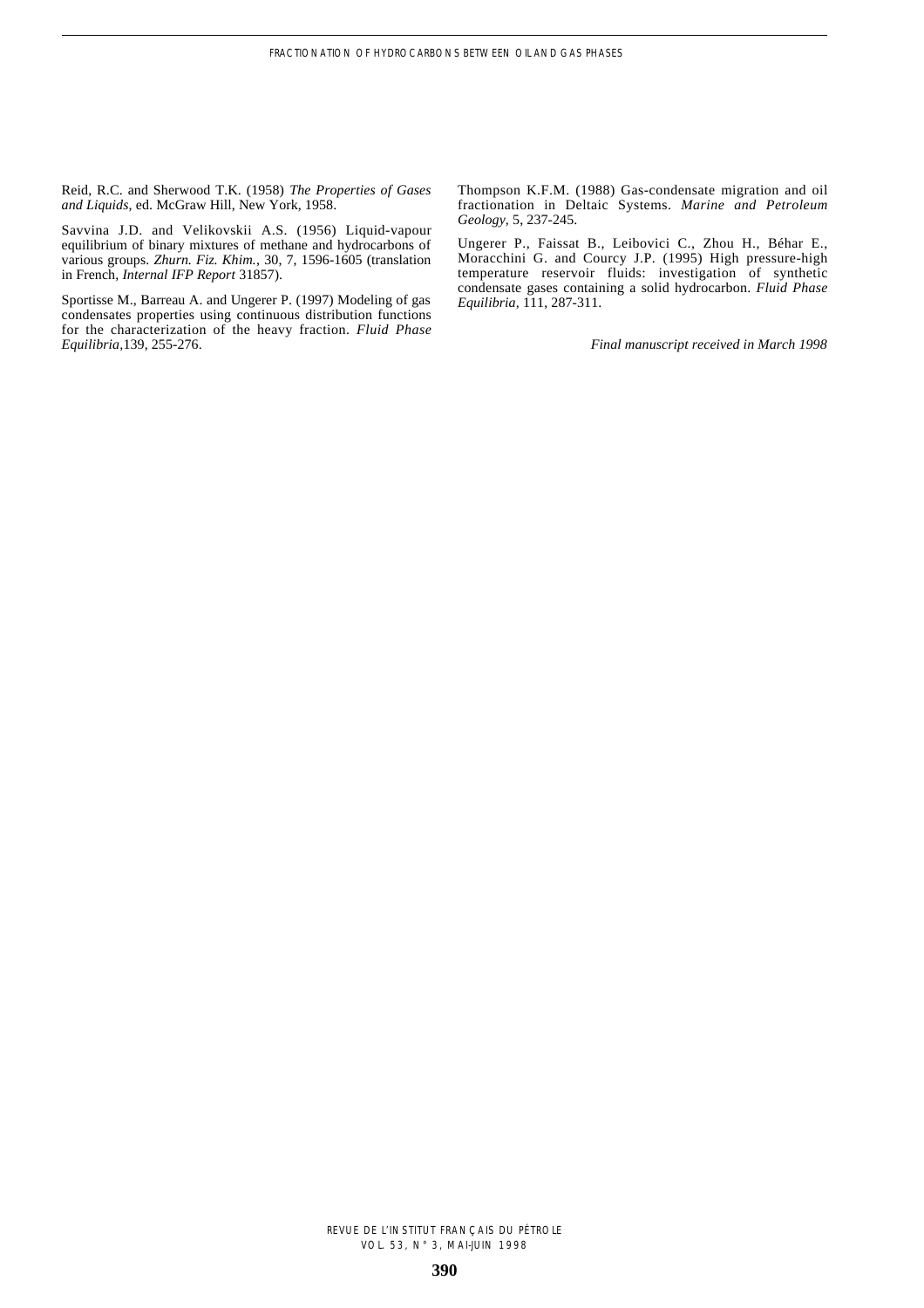Reid, R.C. and Sherwood T.K. (1958) *The Properties of Gases and Liquids,* ed. McGraw Hill, New York, 1958.

Savvina J.D. and Velikovskii A.S. (1956) Liquid-vapour equilibrium of binary mixtures of methane and hydrocarbons of various groups. *Zhurn. Fiz. Khim.,* 30, 7, 1596-1605 (translation in French, *Internal IFP Report* 31857).

Sportisse M., Barreau A. and Ungerer P. (1997) Modeling of gas condensates properties using continuous distribution functions for the characterization of the heavy fraction. *Fluid Phase Equilibria,*139, 255-276.

Thompson K.F.M. (1988) Gas-condensate migration and oil fractionation in Deltaic Systems. *Marine and Petroleum Geology,* 5, 237-245.

Ungerer P., Faissat B., Leibovici C., Zhou H., Béhar E., Moracchini G. and Courcy J.P. (1995) High pressure-high temperature reservoir fluids: investigation of synthetic condensate gases containing a solid hydrocarbon. *Fluid Phase Equilibria,* 111, 287-311.

*Final manuscript received in March 1998*